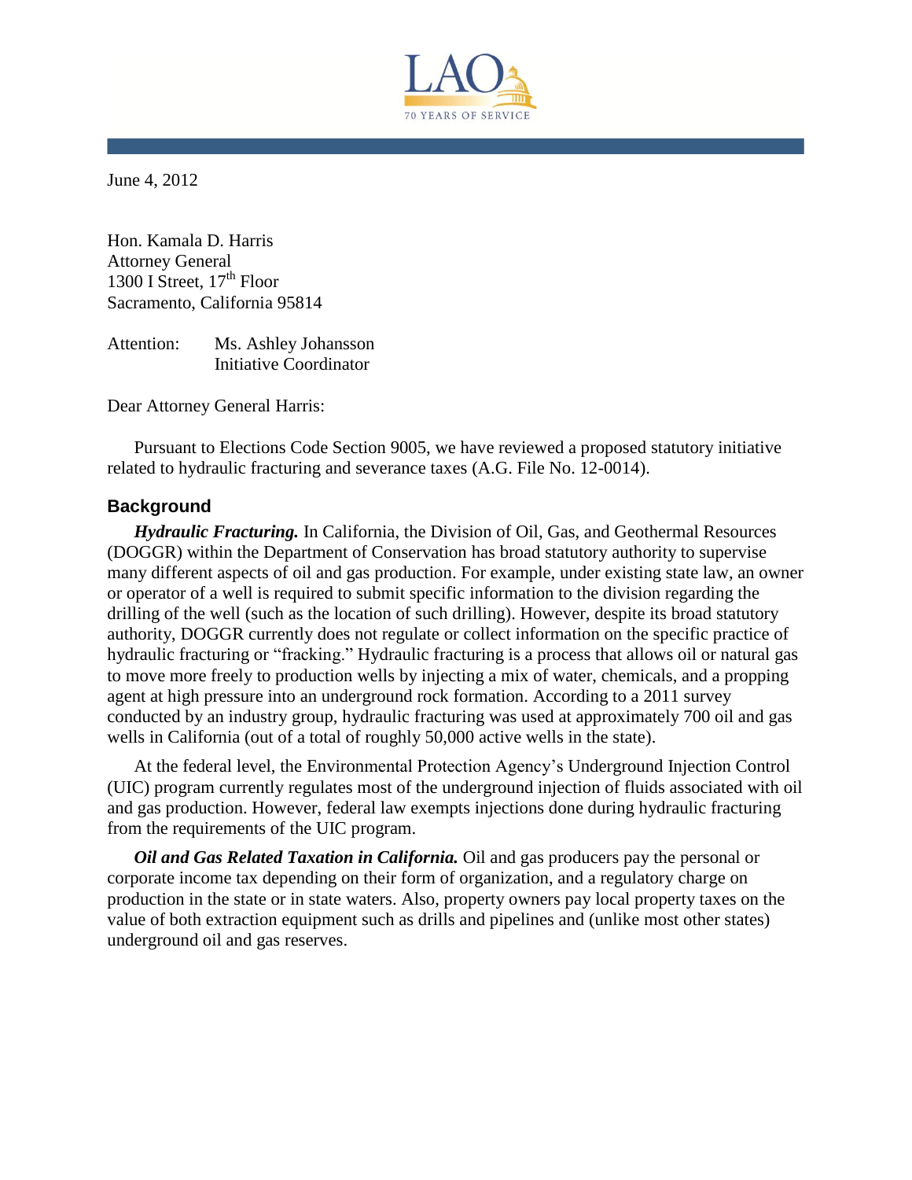June 4, 2012

Hon. Kamala D. Harris
Attorney General
1300 I Street, 17th Floor
Sacramento, California 95814

Attention: Ms. Ashley Johansson
Initiative Coordinator

Dear Attorney General Harris:

Pursuant to Elections Code Section 9005, we have reviewed a proposed statutory initiative related to hydraulic fracturing and severance taxes (A.G. File No. 12-0014).

## Background

***Hydraulic Fracturing.*** In California, the Division of Oil, Gas, and Geothermal Resources (DOGGR) within the Department of Conservation has broad statutory authority to supervise many different aspects of oil and gas production. For example, under existing state law, an owner or operator of a well is required to submit specific information to the division regarding the drilling of the well (such as the location of such drilling). However, despite its broad statutory authority, DOGGR currently does not regulate or collect information on the specific practice of hydraulic fracturing or "fracking." Hydraulic fracturing is a process that allows oil or natural gas to move more freely to production wells by injecting a mix of water, chemicals, and a propping agent at high pressure into an underground rock formation. According to a 2011 survey conducted by an industry group, hydraulic fracturing was used at approximately 700 oil and gas wells in California (out of a total of roughly 50,000 active wells in the state).

At the federal level, the Environmental Protection Agency's Underground Injection Control (UIC) program currently regulates most of the underground injection of fluids associated with oil and gas production. However, federal law exempts injections done during hydraulic fracturing from the requirements of the UIC program.

***Oil and Gas Related Taxation in California.*** Oil and gas producers pay the personal or corporate income tax depending on their form of organization, and a regulatory charge on production in the state or in state waters. Also, property owners pay local property taxes on the value of both extraction equipment such as drills and pipelines and (unlike most other states) underground oil and gas reserves.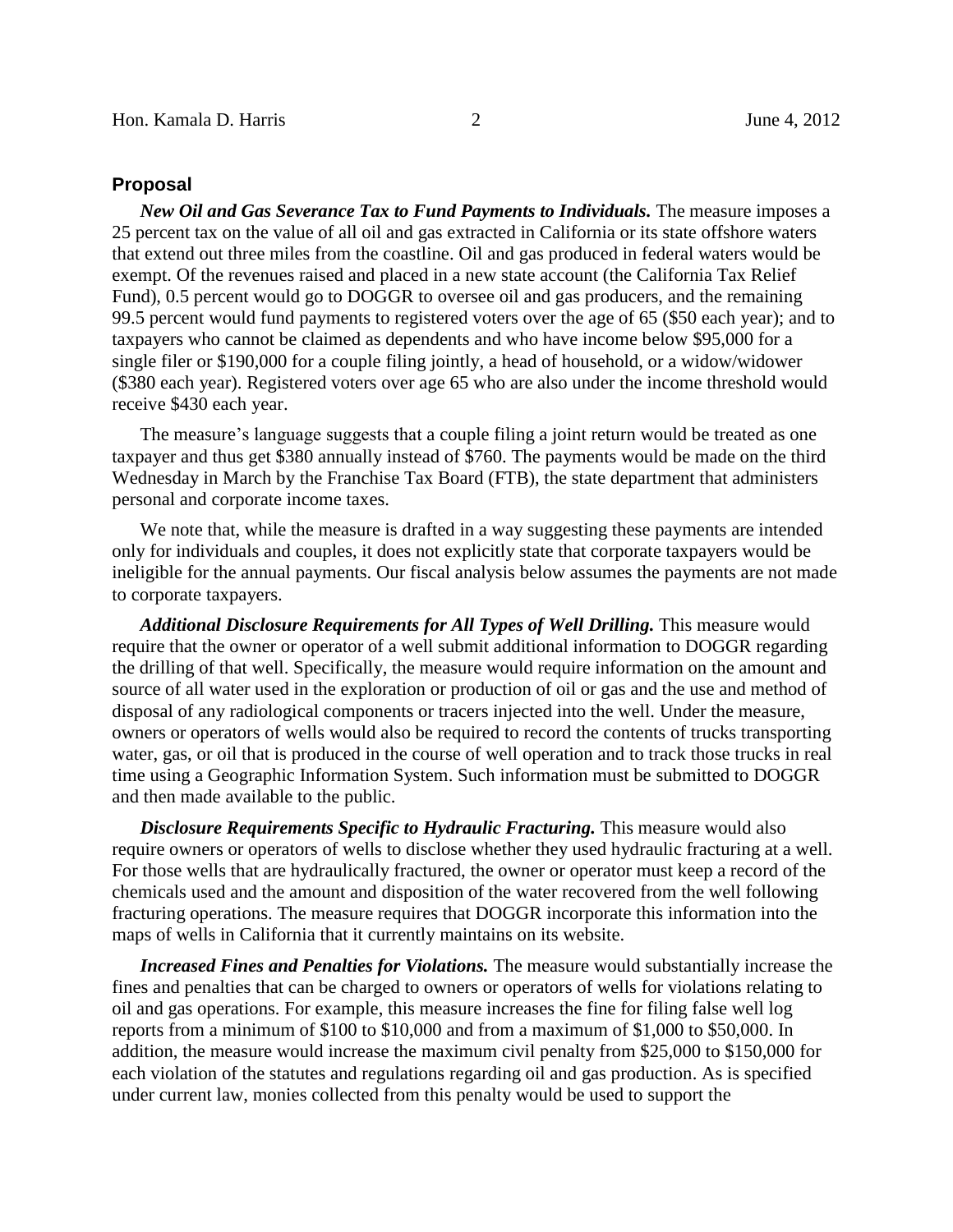## Proposal

***New Oil and Gas Severance Tax to Fund Payments to Individuals.*** The measure imposes a 25 percent tax on the value of all oil and gas extracted in California or its state offshore waters that extend out three miles from the coastline. Oil and gas produced in federal waters would be exempt. Of the revenues raised and placed in a new state account (the California Tax Relief Fund), 0.5 percent would go to DOGGR to oversee oil and gas producers, and the remaining 99.5 percent would fund payments to registered voters over the age of 65 ($50 each year); and to taxpayers who cannot be claimed as dependents and who have income below $95,000 for a single filer or $190,000 for a couple filing jointly, a head of household, or a widow/widower ($380 each year). Registered voters over age 65 who are also under the income threshold would receive $430 each year.

The measure's language suggests that a couple filing a joint return would be treated as one taxpayer and thus get $380 annually instead of $760. The payments would be made on the third Wednesday in March by the Franchise Tax Board (FTB), the state department that administers personal and corporate income taxes.

We note that, while the measure is drafted in a way suggesting these payments are intended only for individuals and couples, it does not explicitly state that corporate taxpayers would be ineligible for the annual payments. Our fiscal analysis below assumes the payments are not made to corporate taxpayers.

***Additional Disclosure Requirements for All Types of Well Drilling.*** This measure would require that the owner or operator of a well submit additional information to DOGGR regarding the drilling of that well. Specifically, the measure would require information on the amount and source of all water used in the exploration or production of oil or gas and the use and method of disposal of any radiological components or tracers injected into the well. Under the measure, owners or operators of wells would also be required to record the contents of trucks transporting water, gas, or oil that is produced in the course of well operation and to track those trucks in real time using a Geographic Information System. Such information must be submitted to DOGGR and then made available to the public.

***Disclosure Requirements Specific to Hydraulic Fracturing.*** This measure would also require owners or operators of wells to disclose whether they used hydraulic fracturing at a well. For those wells that are hydraulically fractured, the owner or operator must keep a record of the chemicals used and the amount and disposition of the water recovered from the well following fracturing operations. The measure requires that DOGGR incorporate this information into the maps of wells in California that it currently maintains on its website.

***Increased Fines and Penalties for Violations.*** The measure would substantially increase the fines and penalties that can be charged to owners or operators of wells for violations relating to oil and gas operations. For example, this measure increases the fine for filing false well log reports from a minimum of $100 to $10,000 and from a maximum of $1,000 to $50,000. In addition, the measure would increase the maximum civil penalty from $25,000 to $150,000 for each violation of the statutes and regulations regarding oil and gas production. As is specified under current law, monies collected from this penalty would be used to support the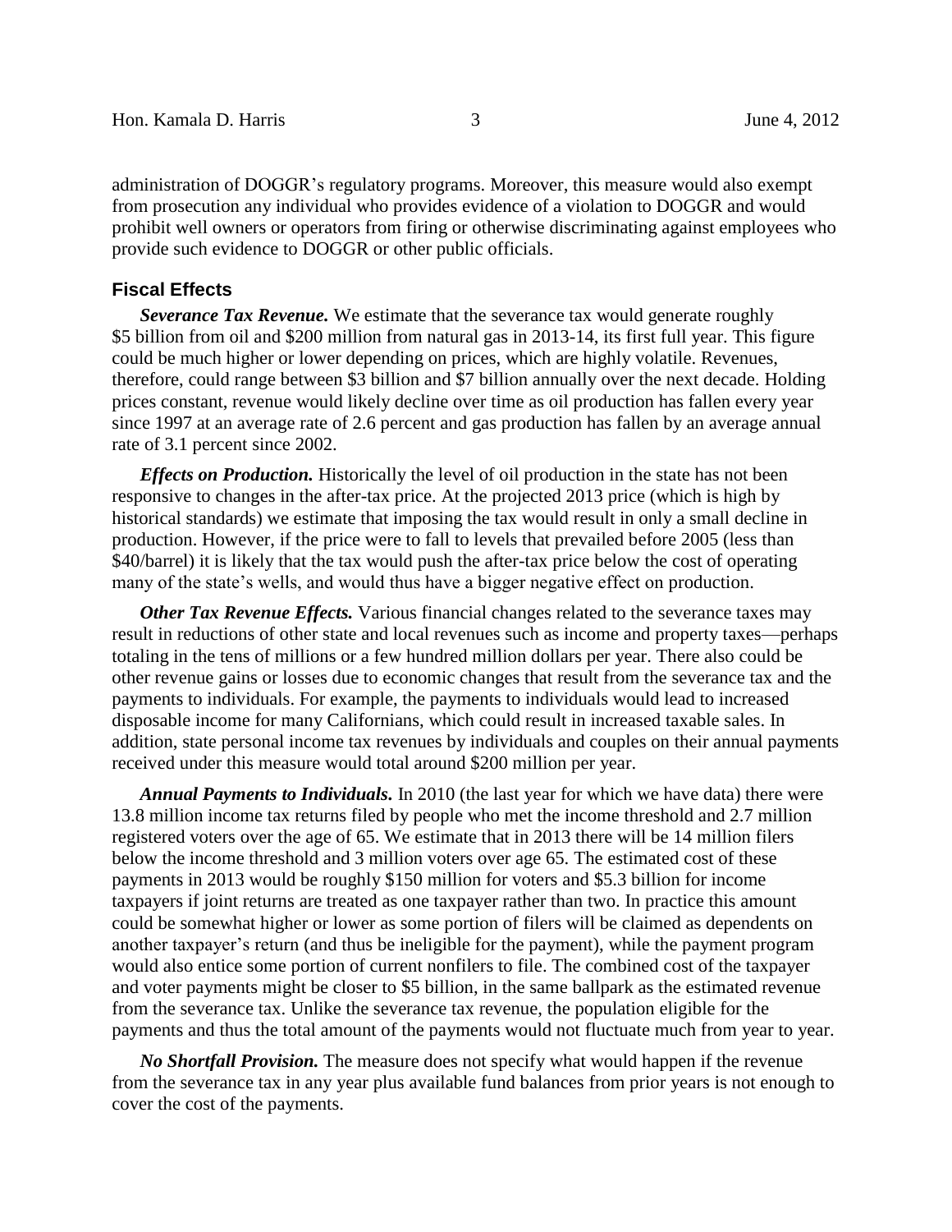administration of DOGGR's regulatory programs. Moreover, this measure would also exempt from prosecution any individual who provides evidence of a violation to DOGGR and would prohibit well owners or operators from firing or otherwise discriminating against employees who provide such evidence to DOGGR or other public officials.

### Fiscal Effects

***Severance Tax Revenue.*** We estimate that the severance tax would generate roughly $5 billion from oil and $200 million from natural gas in 2013-14, its first full year. This figure could be much higher or lower depending on prices, which are highly volatile. Revenues, therefore, could range between $3 billion and $7 billion annually over the next decade. Holding prices constant, revenue would likely decline over time as oil production has fallen every year since 1997 at an average rate of 2.6 percent and gas production has fallen by an average annual rate of 3.1 percent since 2002.

***Effects on Production.*** Historically the level of oil production in the state has not been responsive to changes in the after-tax price. At the projected 2013 price (which is high by historical standards) we estimate that imposing the tax would result in only a small decline in production. However, if the price were to fall to levels that prevailed before 2005 (less than $40/barrel) it is likely that the tax would push the after-tax price below the cost of operating many of the state's wells, and would thus have a bigger negative effect on production.

***Other Tax Revenue Effects.*** Various financial changes related to the severance taxes may result in reductions of other state and local revenues such as income and property taxes—perhaps totaling in the tens of millions or a few hundred million dollars per year. There also could be other revenue gains or losses due to economic changes that result from the severance tax and the payments to individuals. For example, the payments to individuals would lead to increased disposable income for many Californians, which could result in increased taxable sales. In addition, state personal income tax revenues by individuals and couples on their annual payments received under this measure would total around $200 million per year.

***Annual Payments to Individuals.*** In 2010 (the last year for which we have data) there were 13.8 million income tax returns filed by people who met the income threshold and 2.7 million registered voters over the age of 65. We estimate that in 2013 there will be 14 million filers below the income threshold and 3 million voters over age 65. The estimated cost of these payments in 2013 would be roughly $150 million for voters and $5.3 billion for income taxpayers if joint returns are treated as one taxpayer rather than two. In practice this amount could be somewhat higher or lower as some portion of filers will be claimed as dependents on another taxpayer's return (and thus be ineligible for the payment), while the payment program would also entice some portion of current nonfilers to file. The combined cost of the taxpayer and voter payments might be closer to $5 billion, in the same ballpark as the estimated revenue from the severance tax. Unlike the severance tax revenue, the population eligible for the payments and thus the total amount of the payments would not fluctuate much from year to year.

***No Shortfall Provision.*** The measure does not specify what would happen if the revenue from the severance tax in any year plus available fund balances from prior years is not enough to cover the cost of the payments.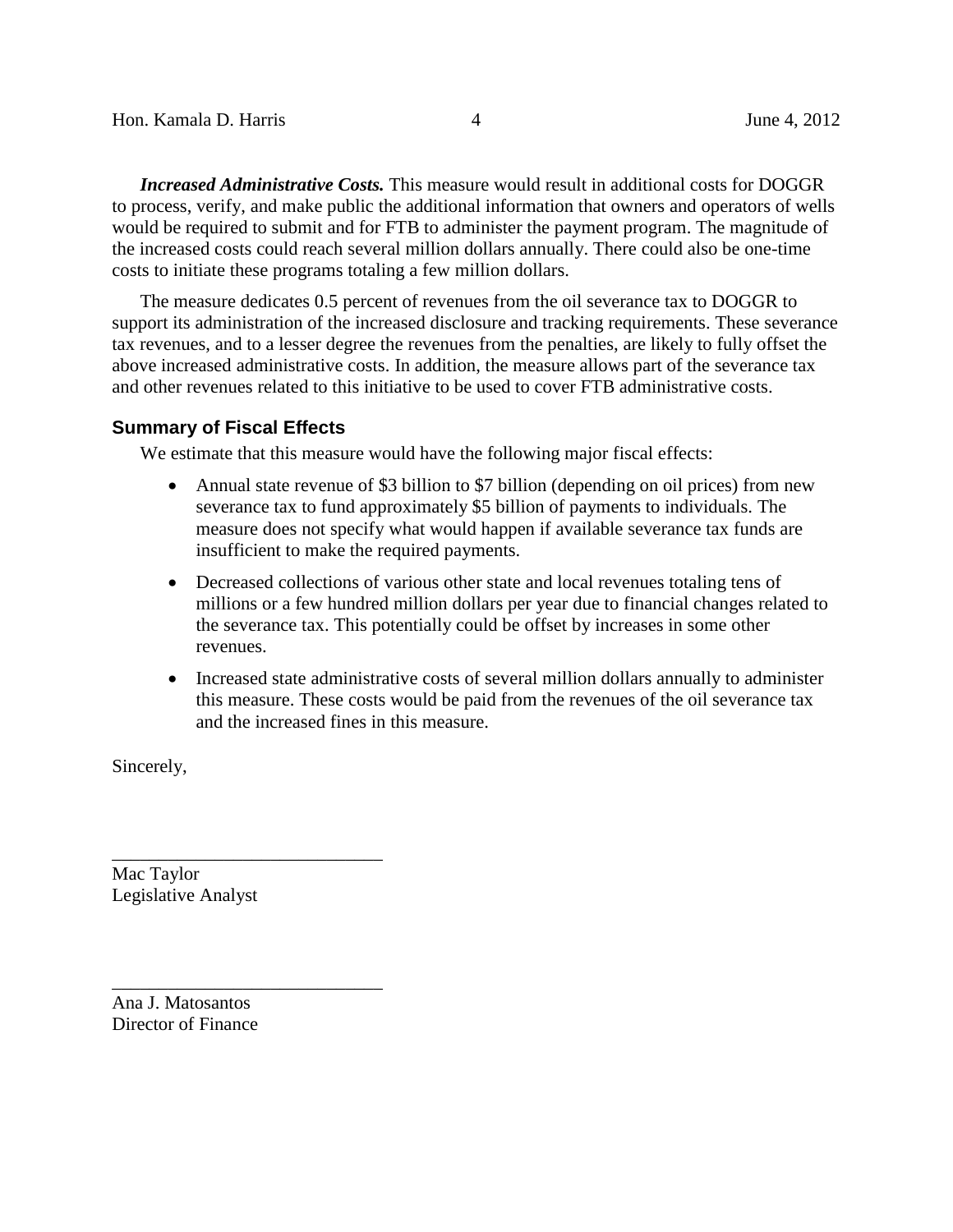***Increased Administrative Costs.*** This measure would result in additional costs for DOGGR to process, verify, and make public the additional information that owners and operators of wells would be required to submit and for FTB to administer the payment program. The magnitude of the increased costs could reach several million dollars annually. There could also be one-time costs to initiate these programs totaling a few million dollars.

The measure dedicates 0.5 percent of revenues from the oil severance tax to DOGGR to support its administration of the increased disclosure and tracking requirements. These severance tax revenues, and to a lesser degree the revenues from the penalties, are likely to fully offset the above increased administrative costs. In addition, the measure allows part of the severance tax and other revenues related to this initiative to be used to cover FTB administrative costs.

### Summary of Fiscal Effects

We estimate that this measure would have the following major fiscal effects:

- Annual state revenue of $3 billion to $7 billion (depending on oil prices) from new severance tax to fund approximately $5 billion of payments to individuals. The measure does not specify what would happen if available severance tax funds are insufficient to make the required payments.
- Decreased collections of various other state and local revenues totaling tens of millions or a few hundred million dollars per year due to financial changes related to the severance tax. This potentially could be offset by increases in some other revenues.
- Increased state administrative costs of several million dollars annually to administer this measure. These costs would be paid from the revenues of the oil severance tax and the increased fines in this measure.

Sincerely,

\_\_\_\_\_\_\_\_\_\_\_\_\_\_\_\_\_\_\_\_\_\_\_\_\_\_\_\_\_\_

Mac Taylor  
Legislative Analyst

\_\_\_\_\_\_\_\_\_\_\_\_\_\_\_\_\_\_\_\_\_\_\_\_\_\_\_\_\_\_

Ana J. Matosantos  
Director of Finance